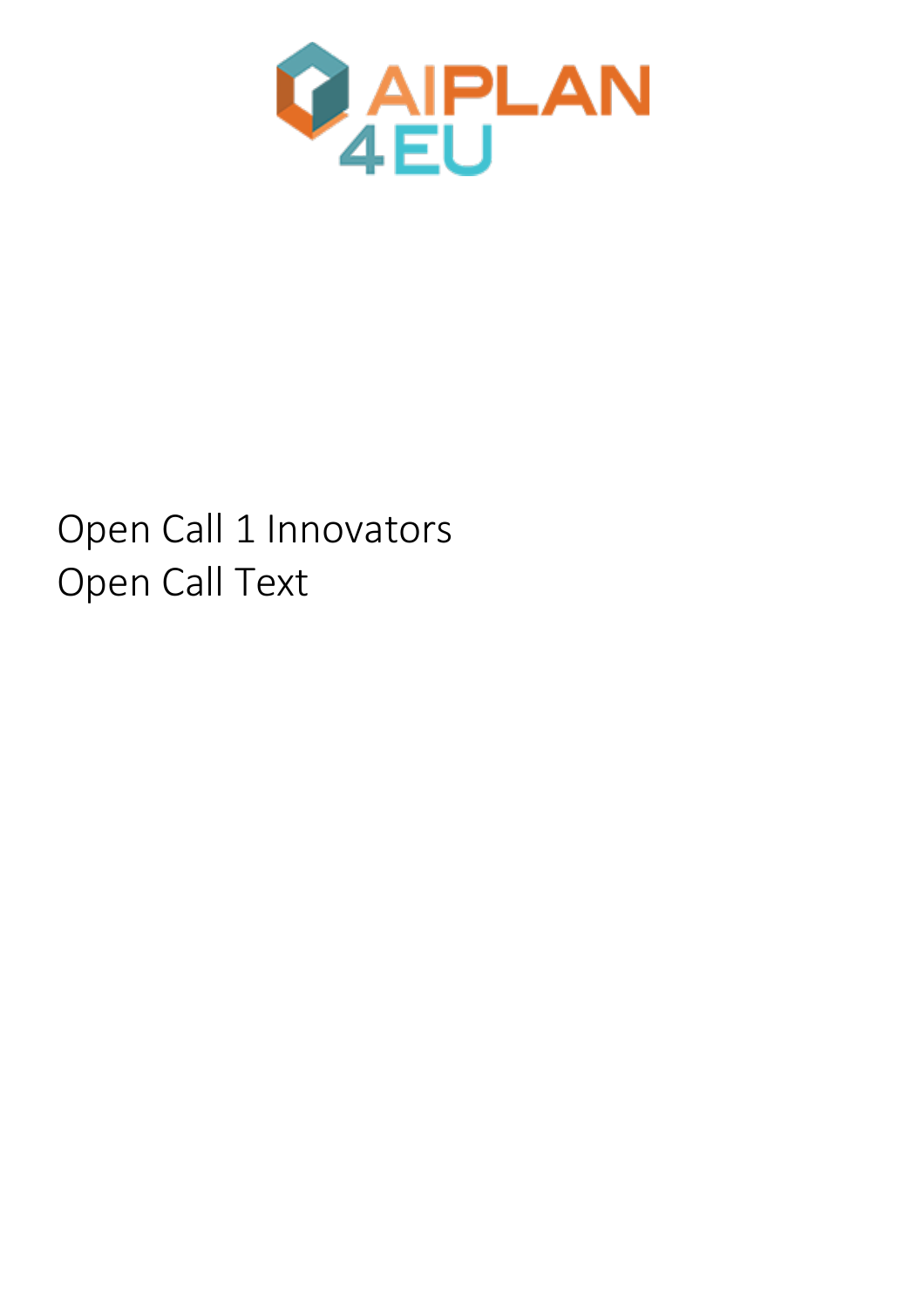AIPLAN 4EU

# Open Call 1 Innovators

# Open Call Text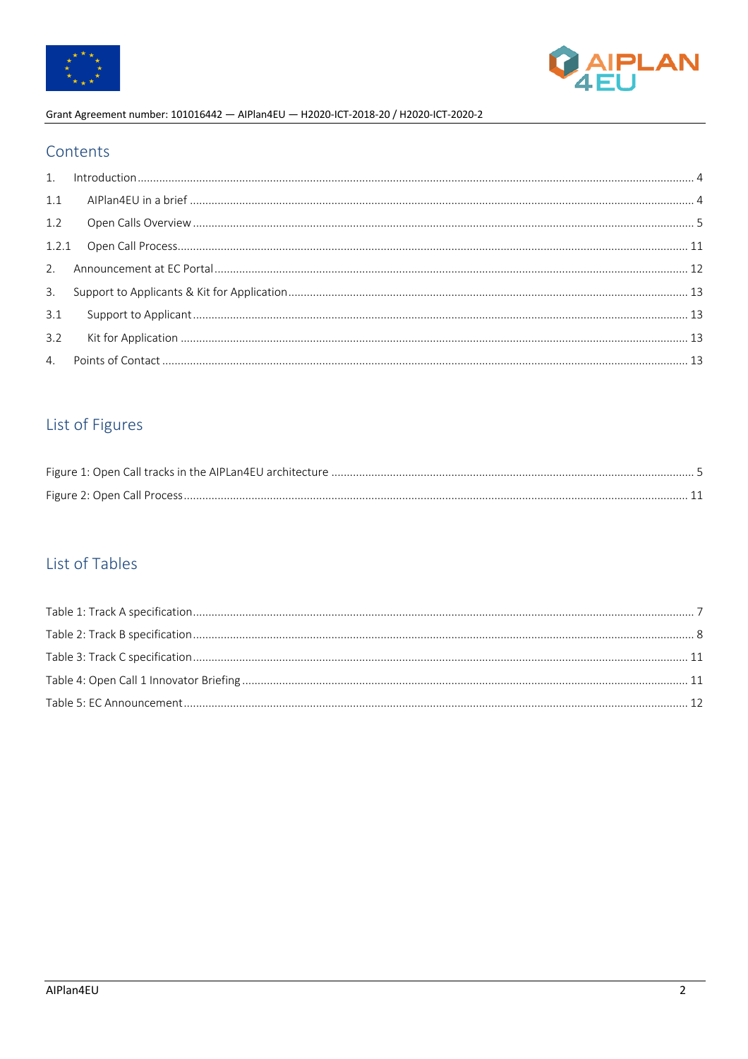## Contents

1. Introduction ..... 4
1.1 AIPlan4EU in a brief ..... 4
1.2 Open Calls Overview ..... 5
1.2.1 Open Call Process ..... 11
2. Announcement at EC Portal ..... 12
3. Support to Applicants & Kit for Application ..... 13
3.1 Support to Applicant ..... 13
3.2 Kit for Application ..... 13
4. Points of Contact ..... 13

## List of Figures

Figure 1: Open Call tracks in the AIPLan4EU architecture ..... 5
Figure 2: Open Call Process ..... 11

## List of Tables

Table 1: Track A specification ..... 7
Table 2: Track B specification ..... 8
Table 3: Track C specification ..... 11
Table 4: Open Call 1 Innovator Briefing ..... 11
Table 5: EC Announcement ..... 12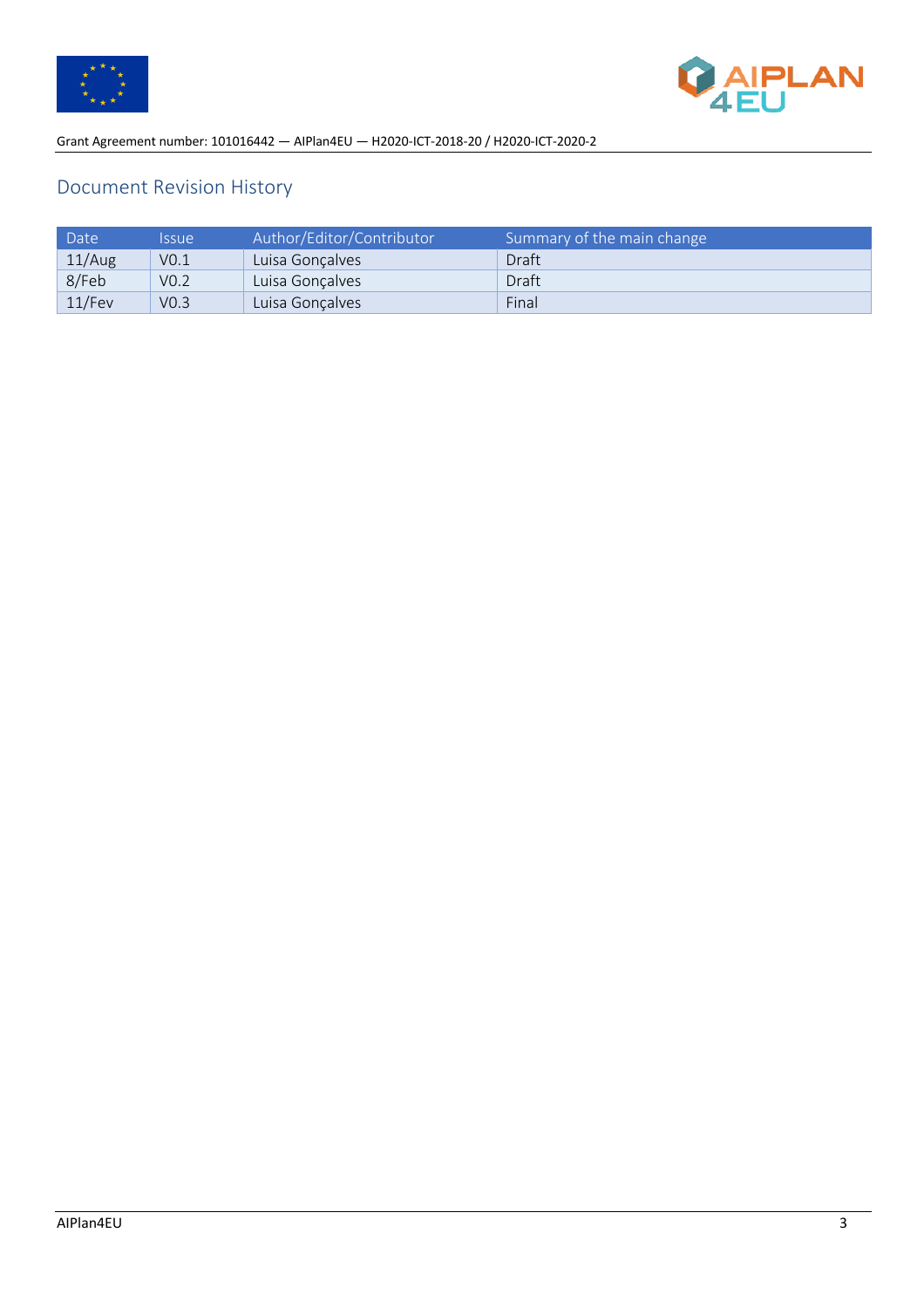## Document Revision History

| Date | Issue | Author/Editor/Contributor | Summary of the main change |
|---|---|---|---|
| 11/Aug | V0.1 | Luisa Gonçalves | Draft |
| 8/Feb | V0.2 | Luisa Gonçalves | Draft |
| 11/Fev | V0.3 | Luisa Gonçalves | Final |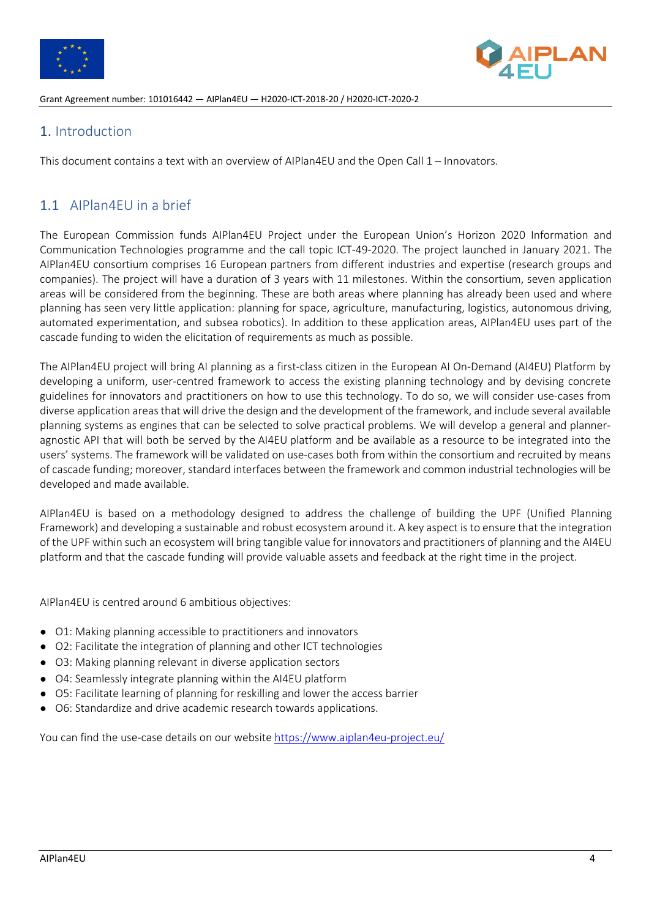# 1. Introduction

This document contains a text with an overview of AIPlan4EU and the Open Call 1 – Innovators.

## 1.1 AIPlan4EU in a brief

The European Commission funds AIPlan4EU Project under the European Union's Horizon 2020 Information and Communication Technologies programme and the call topic ICT-49-2020. The project launched in January 2021. The AIPlan4EU consortium comprises 16 European partners from different industries and expertise (research groups and companies). The project will have a duration of 3 years with 11 milestones. Within the consortium, seven application areas will be considered from the beginning. These are both areas where planning has already been used and where planning has seen very little application: planning for space, agriculture, manufacturing, logistics, autonomous driving, automated experimentation, and subsea robotics). In addition to these application areas, AIPlan4EU uses part of the cascade funding to widen the elicitation of requirements as much as possible.

The AIPlan4EU project will bring AI planning as a first-class citizen in the European AI On-Demand (AI4EU) Platform by developing a uniform, user-centred framework to access the existing planning technology and by devising concrete guidelines for innovators and practitioners on how to use this technology. To do so, we will consider use-cases from diverse application areas that will drive the design and the development of the framework, and include several available planning systems as engines that can be selected to solve practical problems. We will develop a general and planner-agnostic API that will both be served by the AI4EU platform and be available as a resource to be integrated into the users' systems. The framework will be validated on use-cases both from within the consortium and recruited by means of cascade funding; moreover, standard interfaces between the framework and common industrial technologies will be developed and made available.

AIPlan4EU is based on a methodology designed to address the challenge of building the UPF (Unified Planning Framework) and developing a sustainable and robust ecosystem around it. A key aspect is to ensure that the integration of the UPF within such an ecosystem will bring tangible value for innovators and practitioners of planning and the AI4EU platform and that the cascade funding will provide valuable assets and feedback at the right time in the project.

AIPlan4EU is centred around 6 ambitious objectives:

- O1: Making planning accessible to practitioners and innovators
- O2: Facilitate the integration of planning and other ICT technologies
- O3: Making planning relevant in diverse application sectors
- O4: Seamlessly integrate planning within the AI4EU platform
- O5: Facilitate learning of planning for reskilling and lower the access barrier
- O6: Standardize and drive academic research towards applications.

You can find the use-case details on our website https://www.aiplan4eu-project.eu/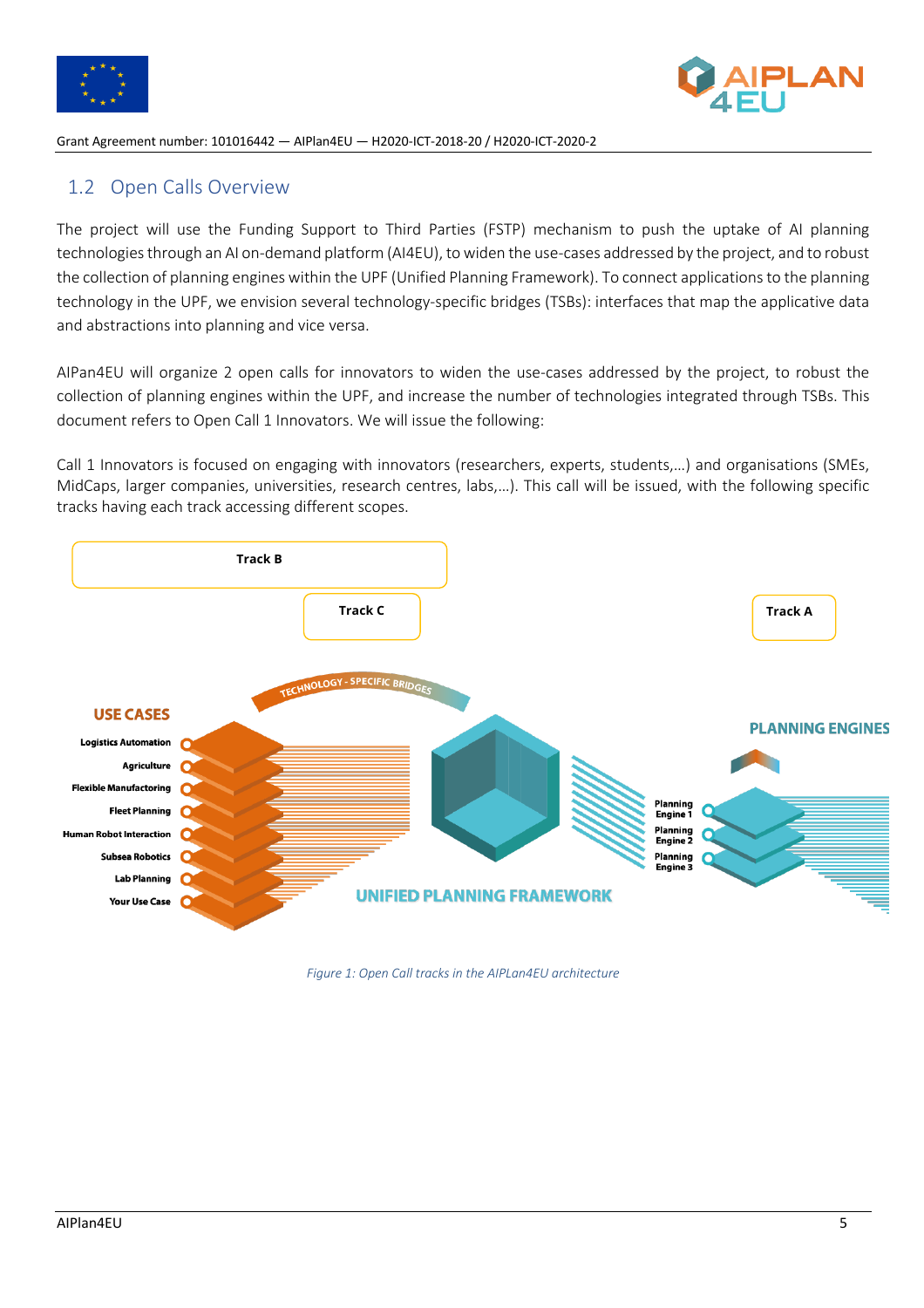## 1.2 Open Calls Overview

The project will use the Funding Support to Third Parties (FSTP) mechanism to push the uptake of AI planning technologies through an AI on-demand platform (AI4EU), to widen the use-cases addressed by the project, and to robust the collection of planning engines within the UPF (Unified Planning Framework). To connect applications to the planning technology in the UPF, we envision several technology-specific bridges (TSBs): interfaces that map the applicative data and abstractions into planning and vice versa.

AIPan4EU will organize 2 open calls for innovators to widen the use-cases addressed by the project, to robust the collection of planning engines within the UPF, and increase the number of technologies integrated through TSBs. This document refers to Open Call 1 Innovators. We will issue the following:

Call 1 Innovators is focused on engaging with innovators (researchers, experts, students,…) and organisations (SMEs, MidCaps, larger companies, universities, research centres, labs,…). This call will be issued, with the following specific tracks having each track accessing different scopes.

Track B

Track C

Track A

TECHNOLOGY - SPECIFIC BRIDGES

USE CASES

Logistics Automation

Agriculture

Flexible Manufacturing

Fleet Planning

Human Robot Interaction

Subsea Robotics

Lab Planning

Your Use Case

UNIFIED PLANNING FRAMEWORK

PLANNING ENGINES

Planning Engine 1

Planning Engine 2

Planning Engine 3

*Figure 1: Open Call tracks in the AIPLan4EU architecture*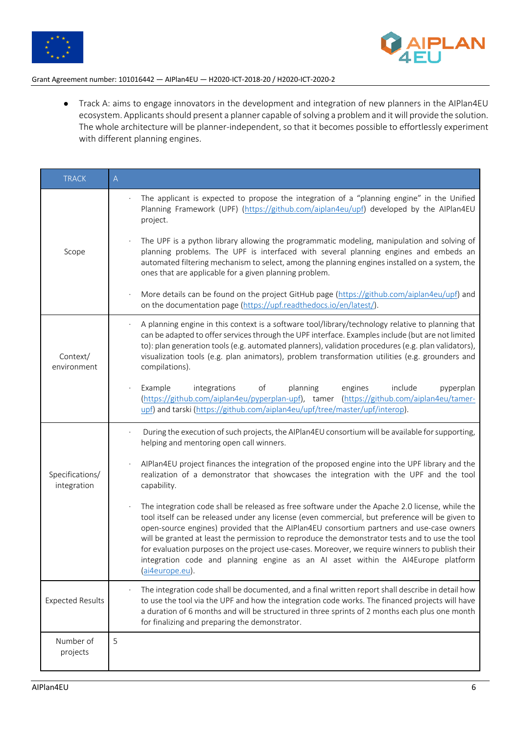- Track A: aims to engage innovators in the development and integration of new planners in the AIPlan4EU ecosystem. Applicants should present a planner capable of solving a problem and it will provide the solution. The whole architecture will be planner-independent, so that it becomes possible to effortlessly experiment with different planning engines.

| TRACK | A |
|---|---|
| Scope | · The applicant is expected to propose the integration of a "planning engine" in the Unified Planning Framework (UPF) (https://github.com/aiplan4eu/upf) developed by the AIPlan4EU project.<br><br>· The UPF is a python library allowing the programmatic modeling, manipulation and solving of planning problems. The UPF is interfaced with several planning engines and embeds an automated filtering mechanism to select, among the planning engines installed on a system, the ones that are applicable for a given planning problem.<br><br>· More details can be found on the project GitHub page (https://github.com/aiplan4eu/upf) and on the documentation page (https://upf.readthedocs.io/en/latest/). |
| Context/ environment | · A planning engine in this context is a software tool/library/technology relative to planning that can be adapted to offer services through the UPF interface. Examples include (but are not limited to): plan generation tools (e.g. automated planners), validation procedures (e.g. plan validators), visualization tools (e.g. plan animators), problem transformation utilities (e.g. grounders and compilations).<br><br>· Example integrations of planning engines include pyperplan (https://github.com/aiplan4eu/pyperplan-upf), tamer (https://github.com/aiplan4eu/tamer-upf) and tarski (https://github.com/aiplan4eu/upf/tree/master/upf/interop). |
| Specifications/ integration | · During the execution of such projects, the AIPlan4EU consortium will be available for supporting, helping and mentoring open call winners.<br><br>· AIPlan4EU project finances the integration of the proposed engine into the UPF library and the realization of a demonstrator that showcases the integration with the UPF and the tool capability.<br><br>· The integration code shall be released as free software under the Apache 2.0 license, while the tool itself can be released under any license (even commercial, but preference will be given to open-source engines) provided that the AIPlan4EU consortium partners and use-case owners will be granted at least the permission to reproduce the demonstrator tests and to use the tool for evaluation purposes on the project use-cases. Moreover, we require winners to publish their integration code and planning engine as an AI asset within the AI4Europe platform (ai4europe.eu). |
| Expected Results | · The integration code shall be documented, and a final written report shall describe in detail how to use the tool via the UPF and how the integration code works. The financed projects will have a duration of 6 months and will be structured in three sprints of 2 months each plus one month for finalizing and preparing the demonstrator. |
| Number of projects | 5 |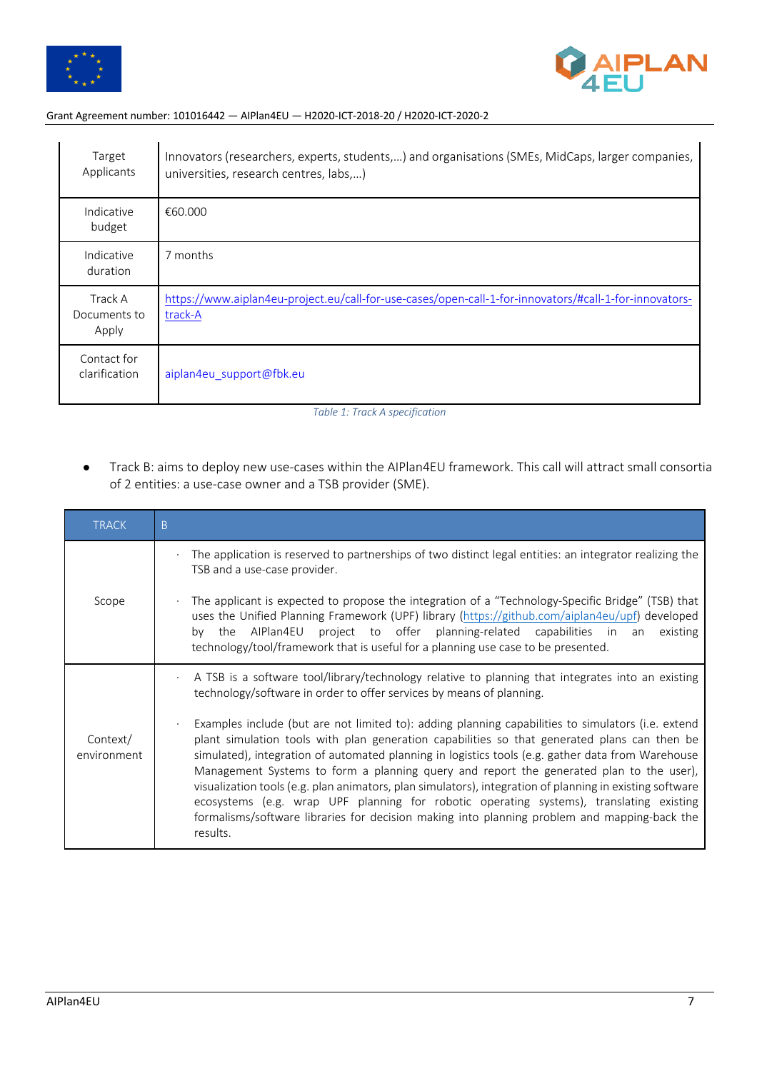| | |
|---|---|
| Target Applicants | Innovators (researchers, experts, students,...) and organisations (SMEs, MidCaps, larger companies, universities, research centres, labs,...) |
| Indicative budget | €60.000 |
| Indicative duration | 7 months |
| Track A Documents to Apply | https://www.aiplan4eu-project.eu/call-for-use-cases/open-call-1-for-innovators/#call-1-for-innovators-track-A |
| Contact for clarification | aiplan4eu_support@fbk.eu |

*Table 1: Track A specification*

- Track B: aims to deploy new use-cases within the AIPlan4EU framework. This call will attract small consortia of 2 entities: a use-case owner and a TSB provider (SME).

| TRACK | B |
|---|---|
| Scope | · The application is reserved to partnerships of two distinct legal entities: an integrator realizing the TSB and a use-case provider.<br><br>· The applicant is expected to propose the integration of a "Technology-Specific Bridge" (TSB) that uses the Unified Planning Framework (UPF) library (https://github.com/aiplan4eu/upf) developed by the AIPlan4EU project to offer planning-related capabilities in an existing technology/tool/framework that is useful for a planning use case to be presented. |
| Context/ environment | · A TSB is a software tool/library/technology relative to planning that integrates into an existing technology/software in order to offer services by means of planning.<br><br>· Examples include (but are not limited to): adding planning capabilities to simulators (i.e. extend plant simulation tools with plan generation capabilities so that generated plans can then be simulated), integration of automated planning in logistics tools (e.g. gather data from Warehouse Management Systems to form a planning query and report the generated plan to the user), visualization tools (e.g. plan animators, plan simulators), integration of planning in existing software ecosystems (e.g. wrap UPF planning for robotic operating systems), translating existing formalisms/software libraries for decision making into planning problem and mapping-back the results. |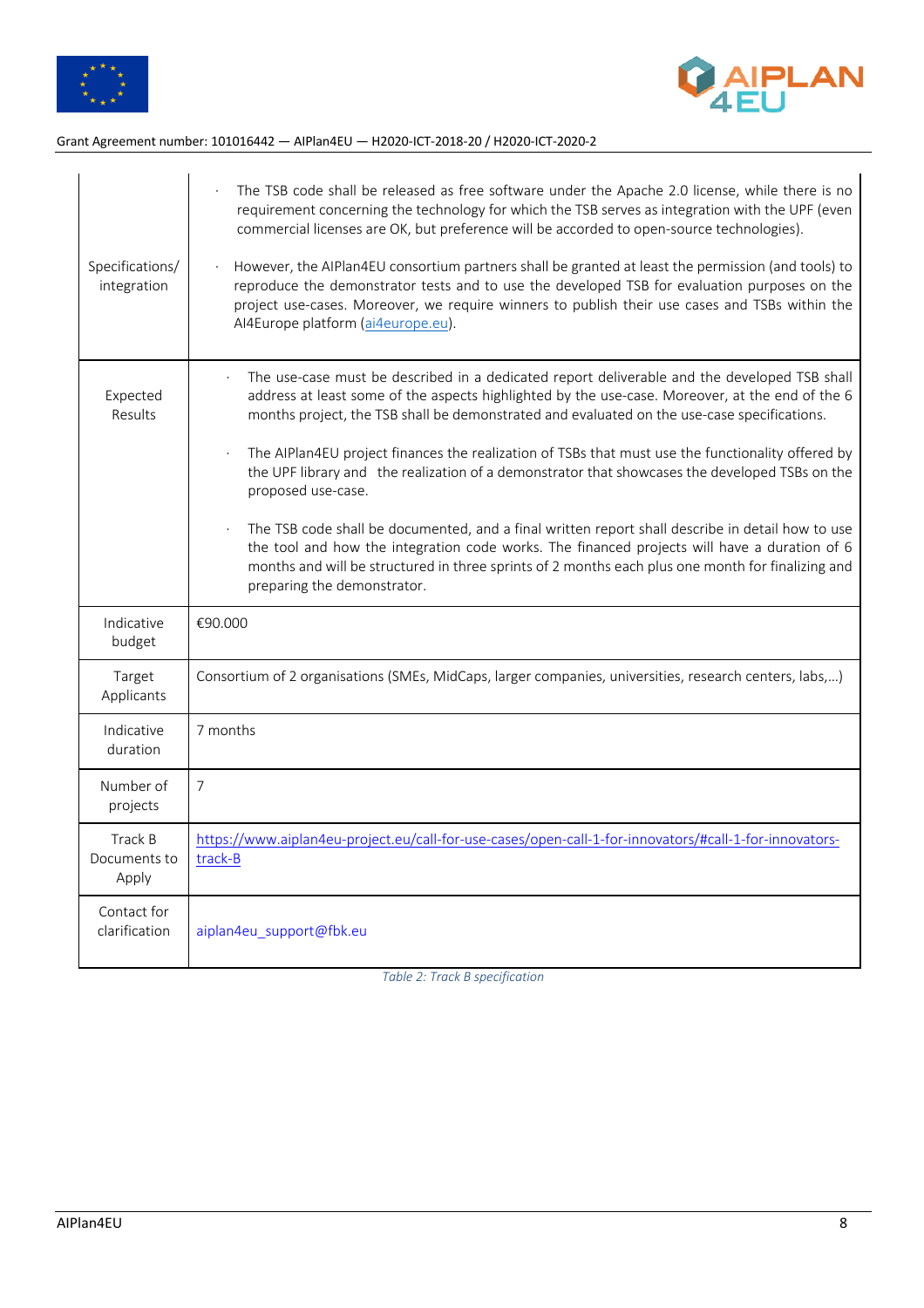| | |
|---|---|
| Specifications/ integration | · The TSB code shall be released as free software under the Apache 2.0 license, while there is no requirement concerning the technology for which the TSB serves as integration with the UPF (even commercial licenses are OK, but preference will be accorded to open-source technologies).<br><br>· However, the AIPlan4EU consortium partners shall be granted at least the permission (and tools) to reproduce the demonstrator tests and to use the developed TSB for evaluation purposes on the project use-cases. Moreover, we require winners to publish their use cases and TSBs within the AI4Europe platform ([ai4europe.eu](ai4europe.eu)). |
| Expected Results | · The use-case must be described in a dedicated report deliverable and the developed TSB shall address at least some of the aspects highlighted by the use-case. Moreover, at the end of the 6 months project, the TSB shall be demonstrated and evaluated on the use-case specifications.<br><br>· The AIPlan4EU project finances the realization of TSBs that must use the functionality offered by the UPF library and the realization of a demonstrator that showcases the developed TSBs on the proposed use-case.<br><br>· The TSB code shall be documented, and a final written report shall describe in detail how to use the tool and how the integration code works. The financed projects will have a duration of 6 months and will be structured in three sprints of 2 months each plus one month for finalizing and preparing the demonstrator. |
| Indicative budget | €90.000 |
| Target Applicants | Consortium of 2 organisations (SMEs, MidCaps, larger companies, universities, research centers, labs,...) |
| Indicative duration | 7 months |
| Number of projects | 7 |
| Track B Documents to Apply | [https://www.aiplan4eu-project.eu/call-for-use-cases/open-call-1-for-innovators/#call-1-for-innovators-track-B](https://www.aiplan4eu-project.eu/call-for-use-cases/open-call-1-for-innovators/#call-1-for-innovators-track-B) |
| Contact for clarification | aiplan4eu_support@fbk.eu |

*Table 2: Track B specification*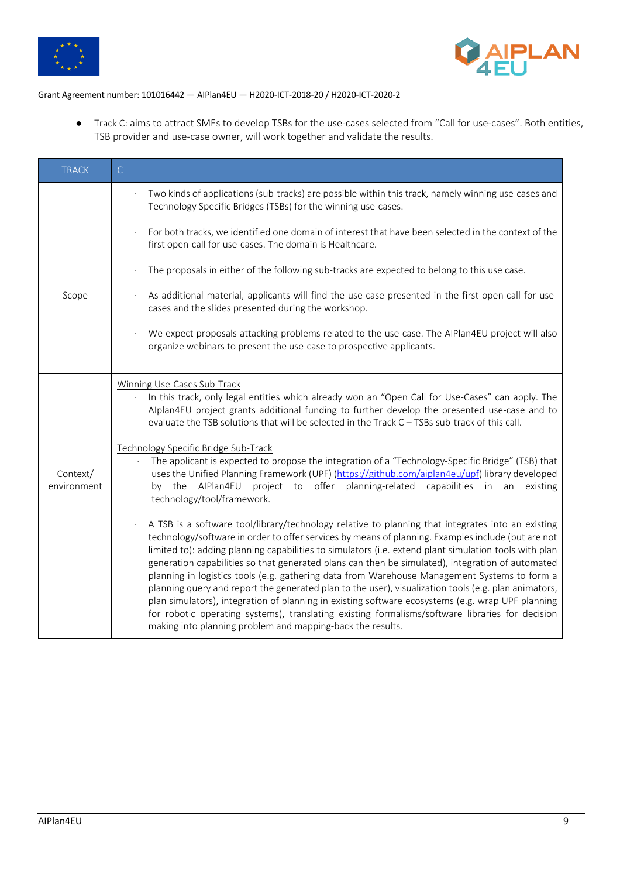- Track C: aims to attract SMEs to develop TSBs for the use-cases selected from "Call for use-cases". Both entities, TSB provider and use-case owner, will work together and validate the results.

| TRACK | C |
|---|---|
| Scope | · Two kinds of applications (sub-tracks) are possible within this track, namely winning use-cases and Technology Specific Bridges (TSBs) for the winning use-cases.<br><br>· For both tracks, we identified one domain of interest that have been selected in the context of the first open-call for use-cases. The domain is Healthcare.<br><br>· The proposals in either of the following sub-tracks are expected to belong to this use case.<br><br>· As additional material, applicants will find the use-case presented in the first open-call for use-cases and the slides presented during the workshop.<br><br>· We expect proposals attacking problems related to the use-case. The AIPlan4EU project will also organize webinars to present the use-case to prospective applicants. |
| Context/ environment | Winning Use-Cases Sub-Track<br>· In this track, only legal entities which already won an "Open Call for Use-Cases" can apply. The Alplan4EU project grants additional funding to further develop the presented use-case and to evaluate the TSB solutions that will be selected in the Track C – TSBs sub-track of this call.<br><br>Technology Specific Bridge Sub-Track<br>· The applicant is expected to propose the integration of a "Technology-Specific Bridge" (TSB) that uses the Unified Planning Framework (UPF) (https://github.com/aiplan4eu/upf) library developed by the AIPlan4EU project to offer planning-related capabilities in an existing technology/tool/framework.<br><br>· A TSB is a software tool/library/technology relative to planning that integrates into an existing technology/software in order to offer services by means of planning. Examples include (but are not limited to): adding planning capabilities to simulators (i.e. extend plant simulation tools with plan generation capabilities so that generated plans can then be simulated), integration of automated planning in logistics tools (e.g. gathering data from Warehouse Management Systems to form a planning query and report the generated plan to the user), visualization tools (e.g. plan animators, plan simulators), integration of planning in existing software ecosystems (e.g. wrap UPF planning for robotic operating systems), translating existing formalisms/software libraries for decision making into planning problem and mapping-back the results. |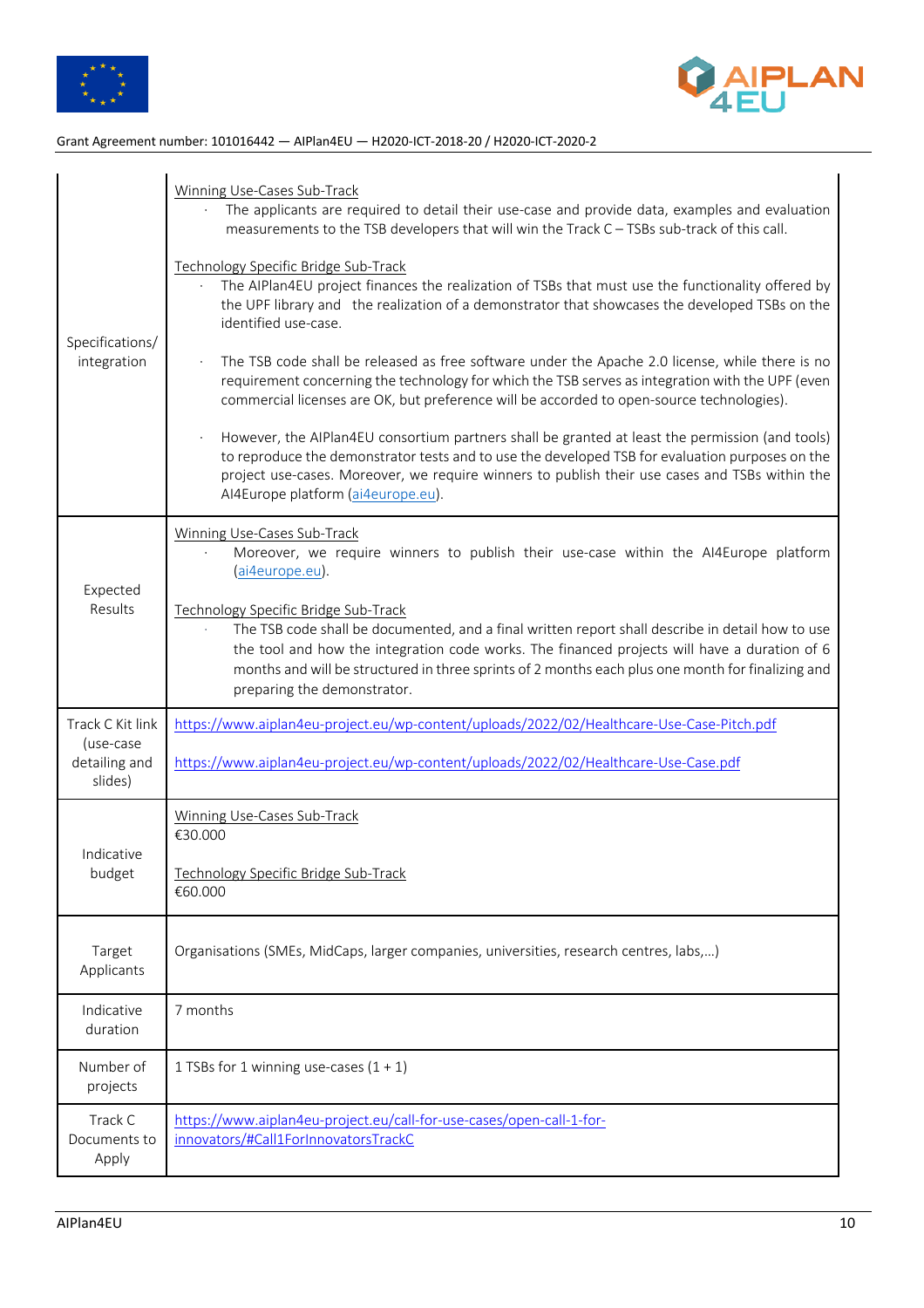| | |
|---|---|
| Specifications/ integration | Winning Use-Cases Sub-Track<br>· The applicants are required to detail their use-case and provide data, examples and evaluation measurements to the TSB developers that will win the Track C – TSBs sub-track of this call.<br><br>Technology Specific Bridge Sub-Track<br>· The AIPlan4EU project finances the realization of TSBs that must use the functionality offered by the UPF library and the realization of a demonstrator that showcases the developed TSBs on the identified use-case.<br><br>· The TSB code shall be released as free software under the Apache 2.0 license, while there is no requirement concerning the technology for which the TSB serves as integration with the UPF (even commercial licenses are OK, but preference will be accorded to open-source technologies).<br><br>· However, the AIPlan4EU consortium partners shall be granted at least the permission (and tools) to reproduce the demonstrator tests and to use the developed TSB for evaluation purposes on the project use-cases. Moreover, we require winners to publish their use cases and TSBs within the AI4Europe platform (ai4europe.eu). |
| Expected Results | Winning Use-Cases Sub-Track<br>· Moreover, we require winners to publish their use-case within the AI4Europe platform (ai4europe.eu).<br><br>Technology Specific Bridge Sub-Track<br>· The TSB code shall be documented, and a final written report shall describe in detail how to use the tool and how the integration code works. The financed projects will have a duration of 6 months and will be structured in three sprints of 2 months each plus one month for finalizing and preparing the demonstrator. |
| Track C Kit link (use-case detailing and slides) | https://www.aiplan4eu-project.eu/wp-content/uploads/2022/02/Healthcare-Use-Case-Pitch.pdf<br><br>https://www.aiplan4eu-project.eu/wp-content/uploads/2022/02/Healthcare-Use-Case.pdf |
| Indicative budget | Winning Use-Cases Sub-Track<br>€30.000<br><br>Technology Specific Bridge Sub-Track<br>€60.000 |
| Target Applicants | Organisations (SMEs, MidCaps, larger companies, universities, research centres, labs,…) |
| Indicative duration | 7 months |
| Number of projects | 1 TSBs for 1 winning use-cases (1 + 1) |
| Track C Documents to Apply | https://www.aiplan4eu-project.eu/call-for-use-cases/open-call-1-for-innovators/#Call1ForInnovatorsTrackC |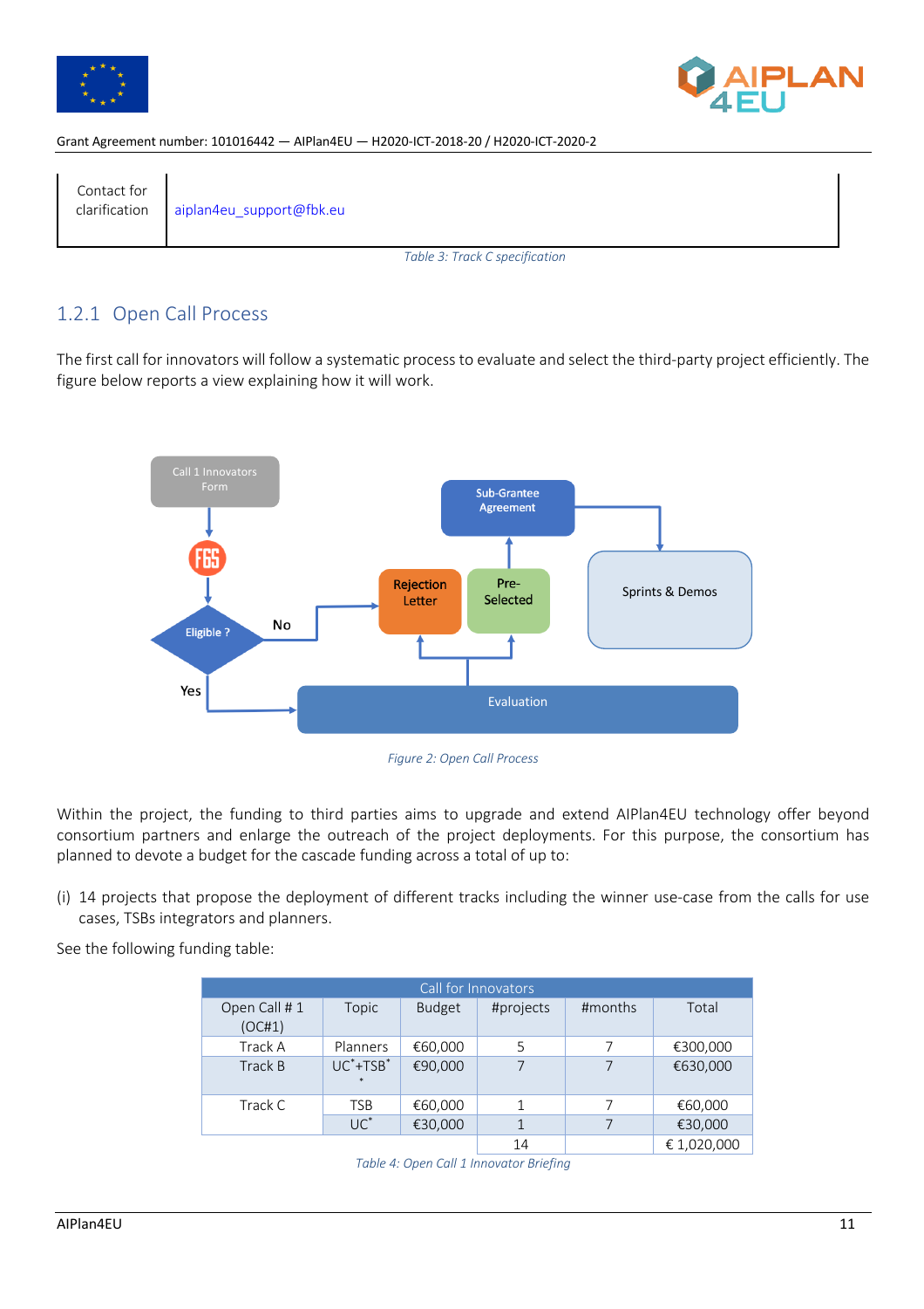| Contact for clarification | aiplan4eu_support@fbk.eu |
|---|---|

Table 3: Track C specification

### 1.2.1 Open Call Process

The first call for innovators will follow a systematic process to evaluate and select the third-party project efficiently. The figure below reports a view explaining how it will work.

Figure 2: Open Call Process

Within the project, the funding to third parties aims to upgrade and extend AIPlan4EU technology offer beyond consortium partners and enlarge the outreach of the project deployments. For this purpose, the consortium has planned to devote a budget for the cascade funding across a total of up to:

(i) 14 projects that propose the deployment of different tracks including the winner use-case from the calls for use cases, TSBs integrators and planners.

See the following funding table:

| Call for Innovators | | | | | |
|---|---|---|---|---|---|
| Open Call # 1 (OC#1) | Topic | Budget | #projects | #months | Total |
| Track A | Planners | €60,000 | 5 | 7 | €300,000 |
| Track B | UC*+TSB** | €90,000 | 7 | 7 | €630,000 |
| Track C | TSB | €60,000 | 1 | 7 | €60,000 |
| | UC* | €30,000 | 1 | 7 | €30,000 |
| | | | 14 | | € 1,020,000 |

Table 4: Open Call 1 Innovator Briefing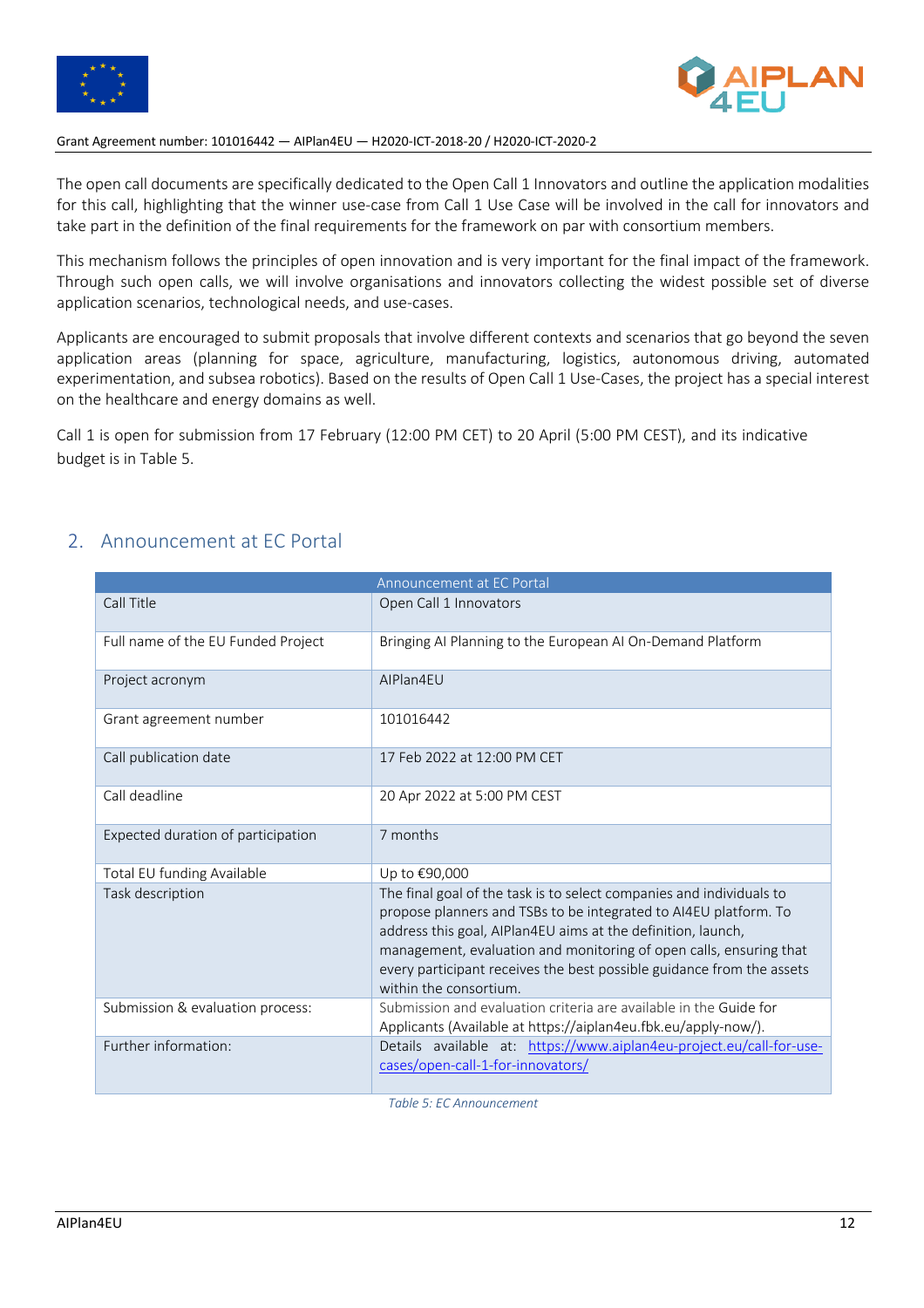The open call documents are specifically dedicated to the Open Call 1 Innovators and outline the application modalities for this call, highlighting that the winner use-case from Call 1 Use Case will be involved in the call for innovators and take part in the definition of the final requirements for the framework on par with consortium members.

This mechanism follows the principles of open innovation and is very important for the final impact of the framework. Through such open calls, we will involve organisations and innovators collecting the widest possible set of diverse application scenarios, technological needs, and use-cases.

Applicants are encouraged to submit proposals that involve different contexts and scenarios that go beyond the seven application areas (planning for space, agriculture, manufacturing, logistics, autonomous driving, automated experimentation, and subsea robotics). Based on the results of Open Call 1 Use-Cases, the project has a special interest on the healthcare and energy domains as well.

Call 1 is open for submission from 17 February (12:00 PM CET) to 20 April (5:00 PM CEST), and its indicative budget is in Table 5.

## 2. Announcement at EC Portal

| Announcement at EC Portal | |
|---|---|
| Call Title | Open Call 1 Innovators |
| Full name of the EU Funded Project | Bringing AI Planning to the European AI On-Demand Platform |
| Project acronym | AIPlan4EU |
| Grant agreement number | 101016442 |
| Call publication date | 17 Feb 2022 at 12:00 PM CET |
| Call deadline | 20 Apr 2022 at 5:00 PM CEST |
| Expected duration of participation | 7 months |
| Total EU funding Available | Up to €90,000 |
| Task description | The final goal of the task is to select companies and individuals to propose planners and TSBs to be integrated to AI4EU platform. To address this goal, AIPlan4EU aims at the definition, launch, management, evaluation and monitoring of open calls, ensuring that every participant receives the best possible guidance from the assets within the consortium. |
| Submission & evaluation process: | Submission and evaluation criteria are available in the Guide for Applicants (Available at https://aiplan4eu.fbk.eu/apply-now/). |
| Further information: | Details available at: [https://www.aiplan4eu-project.eu/call-for-use-cases/open-call-1-for-innovators/](https://www.aiplan4eu-project.eu/call-for-use-cases/open-call-1-for-innovators/) |

*Table 5: EC Announcement*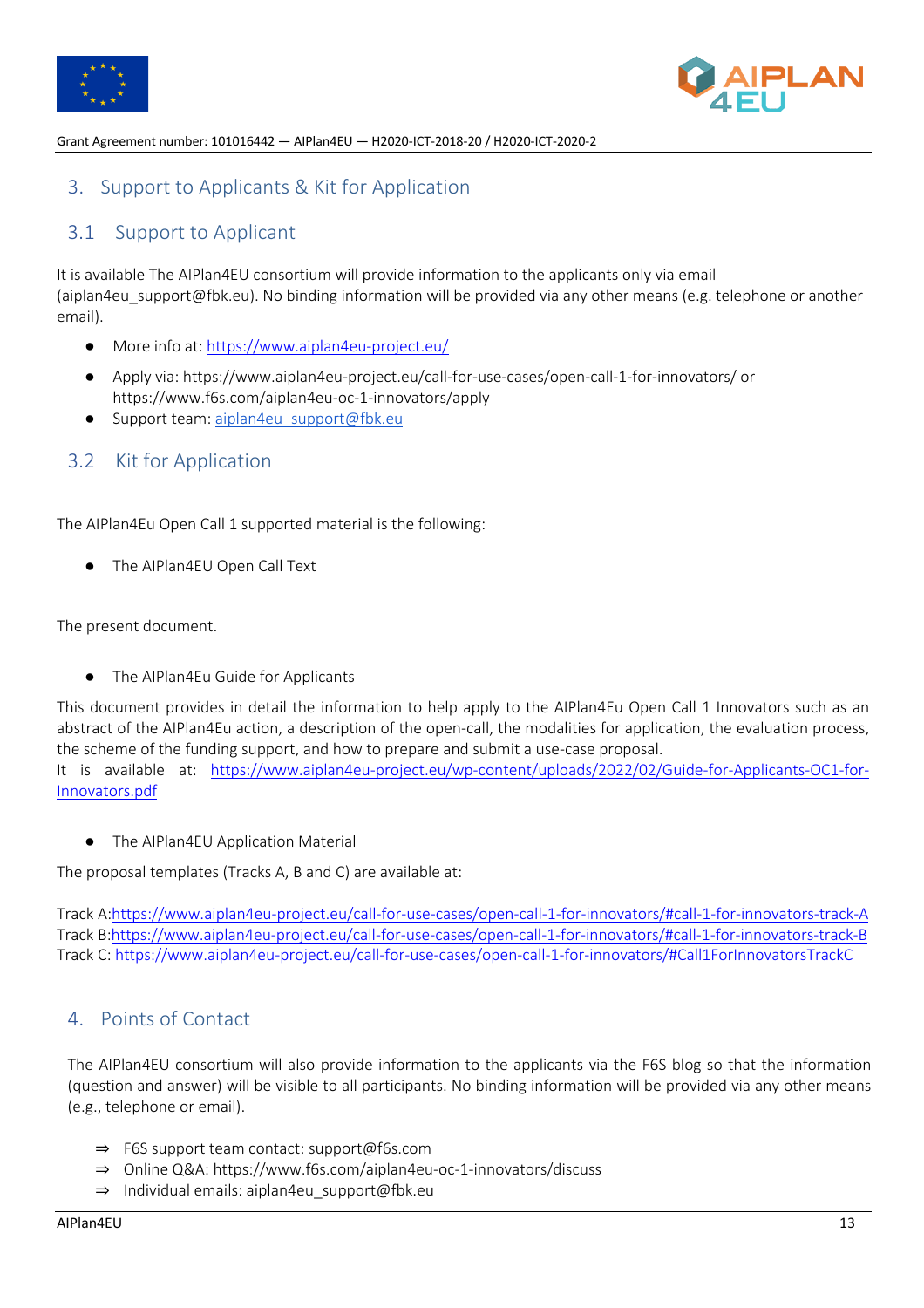## 3. Support to Applicants & Kit for Application

### 3.1 Support to Applicant

It is available The AIPlan4EU consortium will provide information to the applicants only via email (aiplan4eu_support@fbk.eu). No binding information will be provided via any other means (e.g. telephone or another email).

- More info at: https://www.aiplan4eu-project.eu/
- Apply via: https://www.aiplan4eu-project.eu/call-for-use-cases/open-call-1-for-innovators/ or https://www.f6s.com/aiplan4eu-oc-1-innovators/apply
- Support team: aiplan4eu_support@fbk.eu

### 3.2 Kit for Application

The AIPlan4Eu Open Call 1 supported material is the following:

- The AIPlan4EU Open Call Text

The present document.

- The AIPlan4Eu Guide for Applicants

This document provides in detail the information to help apply to the AIPlan4Eu Open Call 1 Innovators such as an abstract of the AIPlan4Eu action, a description of the open-call, the modalities for application, the evaluation process, the scheme of the funding support, and how to prepare and submit a use-case proposal.
It is available at: https://www.aiplan4eu-project.eu/wp-content/uploads/2022/02/Guide-for-Applicants-OC1-for-Innovators.pdf

- The AIPlan4EU Application Material

The proposal templates (Tracks A, B and C) are available at:

Track A:https://www.aiplan4eu-project.eu/call-for-use-cases/open-call-1-for-innovators/#call-1-for-innovators-track-A
Track B:https://www.aiplan4eu-project.eu/call-for-use-cases/open-call-1-for-innovators/#call-1-for-innovators-track-B
Track C: https://www.aiplan4eu-project.eu/call-for-use-cases/open-call-1-for-innovators/#Call1ForInnovatorsTrackC

## 4. Points of Contact

The AIPlan4EU consortium will also provide information to the applicants via the F6S blog so that the information (question and answer) will be visible to all participants. No binding information will be provided via any other means (e.g., telephone or email).

⇒ F6S support team contact: support@f6s.com
⇒ Online Q&A: https://www.f6s.com/aiplan4eu-oc-1-innovators/discuss
⇒ Individual emails: aiplan4eu_support@fbk.eu